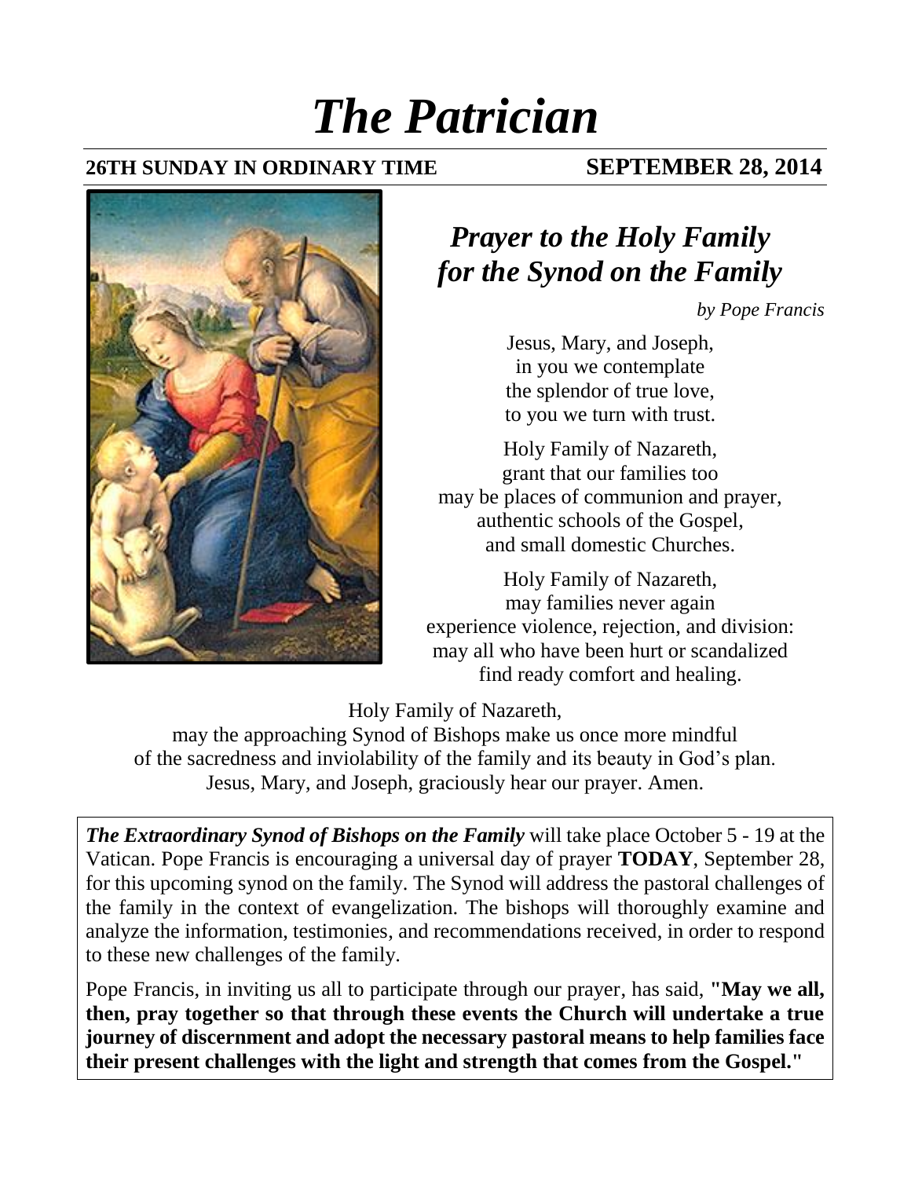# *The Patrician*

**26TH SUNDAY IN ORDINARY TIME** **SEPTEMBER 28, 2014**

## *Prayer to the Holy Family for the Synod on the Family*

*by Pope Francis*

Jesus, Mary, and Joseph,
in you we contemplate
the splendor of true love,
to you we turn with trust.

Holy Family of Nazareth,
grant that our families too
may be places of communion and prayer,
authentic schools of the Gospel,
and small domestic Churches.

Holy Family of Nazareth,
may families never again
experience violence, rejection, and division:
may all who have been hurt or scandalized
find ready comfort and healing.

Holy Family of Nazareth,
may the approaching Synod of Bishops make us once more mindful
of the sacredness and inviolability of the family and its beauty in God's plan.
Jesus, Mary, and Joseph, graciously hear our prayer. Amen.

***The Extraordinary Synod of Bishops on the Family*** will take place October 5 - 19 at the Vatican. Pope Francis is encouraging a universal day of prayer **TODAY**, September 28, for this upcoming synod on the family. The Synod will address the pastoral challenges of the family in the context of evangelization. The bishops will thoroughly examine and analyze the information, testimonies, and recommendations received, in order to respond to these new challenges of the family.

Pope Francis, in inviting us all to participate through our prayer, has said, **"May we all, then, pray together so that through these events the Church will undertake a true journey of discernment and adopt the necessary pastoral means to help families face their present challenges with the light and strength that comes from the Gospel."**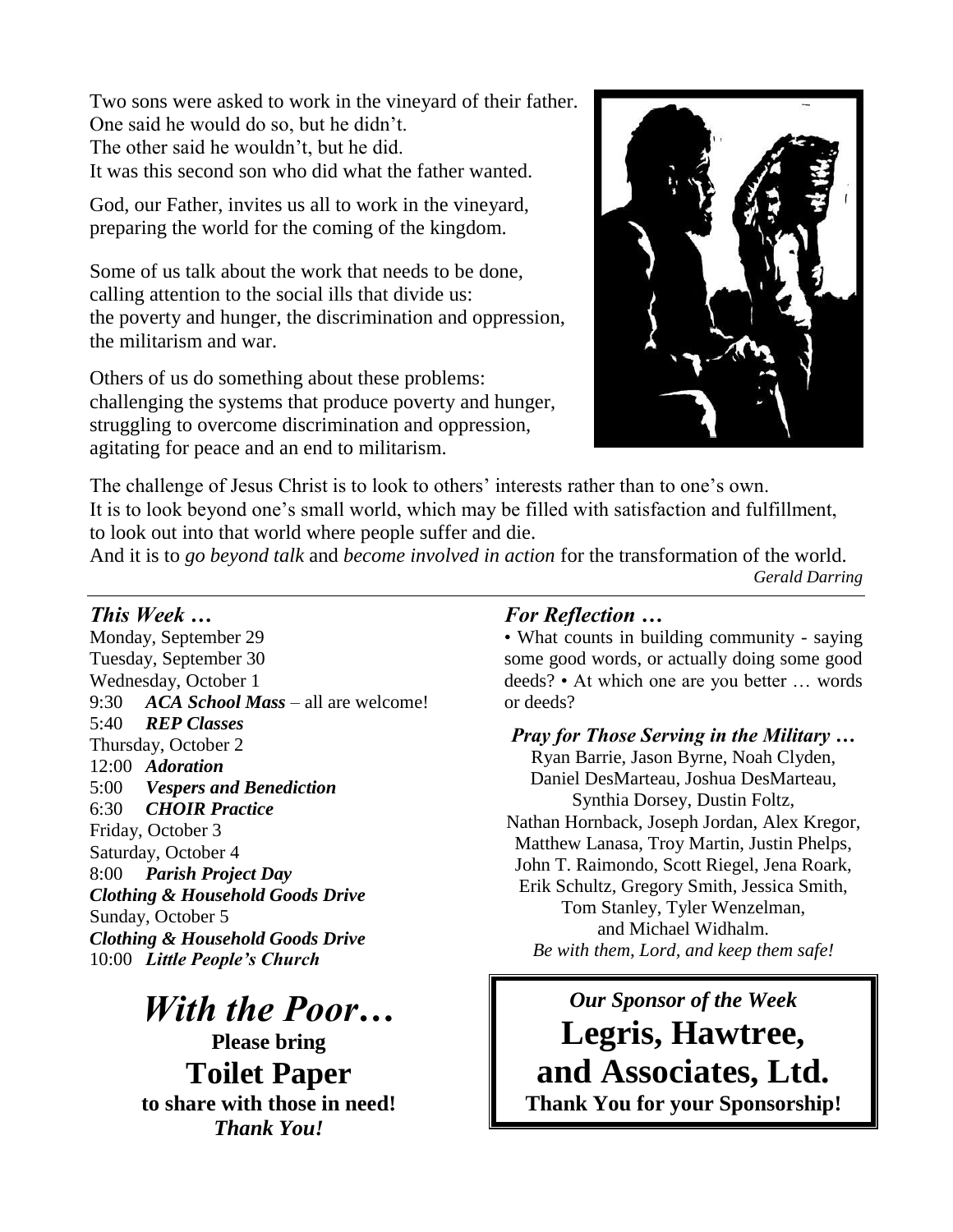Two sons were asked to work in the vineyard of their father.
One said he would do so, but he didn't.
The other said he wouldn't, but he did.
It was this second son who did what the father wanted.

God, our Father, invites us all to work in the vineyard,
preparing the world for the coming of the kingdom.

Some of us talk about the work that needs to be done,
calling attention to the social ills that divide us:
the poverty and hunger, the discrimination and oppression,
the militarism and war.

Others of us do something about these problems:
challenging the systems that produce poverty and hunger,
struggling to overcome discrimination and oppression,
agitating for peace and an end to militarism.

The challenge of Jesus Christ is to look to others' interests rather than to one's own.
It is to look beyond one's small world, which may be filled with satisfaction and fulfillment,
to look out into that world where people suffer and die.
And it is to *go beyond talk* and *become involved in action* for the transformation of the world.

*Gerald Darring*

---

### *This Week …*

Monday, September 29
Tuesday, September 30
Wednesday, October 1
9:30 ***ACA School Mass*** – all are welcome!
5:40 ***REP Classes***
Thursday, October 2
12:00 ***Adoration***
5:00 ***Vespers and Benediction***
6:30 ***CHOIR Practice***
Friday, October 3
Saturday, October 4
8:00 ***Parish Project Day***
***Clothing & Household Goods Drive***
Sunday, October 5
***Clothing & Household Goods Drive***
10:00 ***Little People's Church***

# *With the Poor…*

**Please bring**

## Toilet Paper

**to share with those in need!**

***Thank You!***

### *For Reflection …*

• What counts in building community - saying some good words, or actually doing some good deeds? • At which one are you better … words or deeds?

### *Pray for Those Serving in the Military …*

Ryan Barrie, Jason Byrne, Noah Clyden, Daniel DesMarteau, Joshua DesMarteau, Synthia Dorsey, Dustin Foltz, Nathan Hornback, Joseph Jordan, Alex Kregor, Matthew Lanasa, Troy Martin, Justin Phelps, John T. Raimondo, Scott Riegel, Jena Roark, Erik Schultz, Gregory Smith, Jessica Smith, Tom Stanley, Tyler Wenzelman, and Michael Widhalm.
*Be with them, Lord, and keep them safe!*

***Our Sponsor of the Week***

## Legris, Hawtree, and Associates, Ltd.

**Thank You for your Sponsorship!**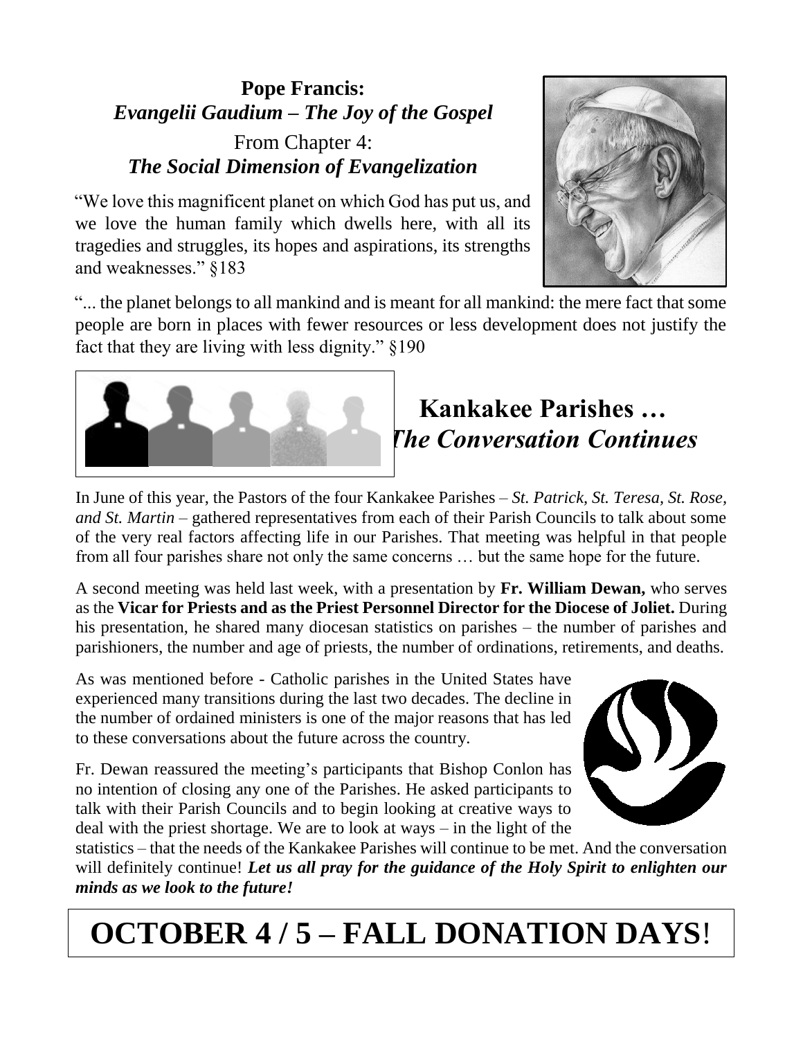## Pope Francis:
### *Evangelii Gaudium – The Joy of the Gospel*

From Chapter 4:
***The Social Dimension of Evangelization***

"We love this magnificent planet on which God has put us, and we love the human family which dwells here, with all its tragedies and struggles, its hopes and aspirations, its strengths and weaknesses." §183

"... the planet belongs to all mankind and is meant for all mankind: the mere fact that some people are born in places with fewer resources or less development does not justify the fact that they are living with less dignity." §190

## Kankakee Parishes … *The Conversation Continues*

In June of this year, the Pastors of the four Kankakee Parishes – *St. Patrick, St. Teresa, St. Rose, and St. Martin* – gathered representatives from each of their Parish Councils to talk about some of the very real factors affecting life in our Parishes. That meeting was helpful in that people from all four parishes share not only the same concerns … but the same hope for the future.

A second meeting was held last week, with a presentation by **Fr. William Dewan,** who serves as the **Vicar for Priests and as the Priest Personnel Director for the Diocese of Joliet.** During his presentation, he shared many diocesan statistics on parishes – the number of parishes and parishioners, the number and age of priests, the number of ordinations, retirements, and deaths.

As was mentioned before - Catholic parishes in the United States have experienced many transitions during the last two decades. The decline in the number of ordained ministers is one of the major reasons that has led to these conversations about the future across the country.

Fr. Dewan reassured the meeting's participants that Bishop Conlon has no intention of closing any one of the Parishes. He asked participants to talk with their Parish Councils and to begin looking at creative ways to deal with the priest shortage. We are to look at ways – in the light of the statistics – that the needs of the Kankakee Parishes will continue to be met. And the conversation will definitely continue! ***Let us all pray for the guidance of the Holy Spirit to enlighten our minds as we look to the future!***

# OCTOBER 4 / 5 – FALL DONATION DAYS!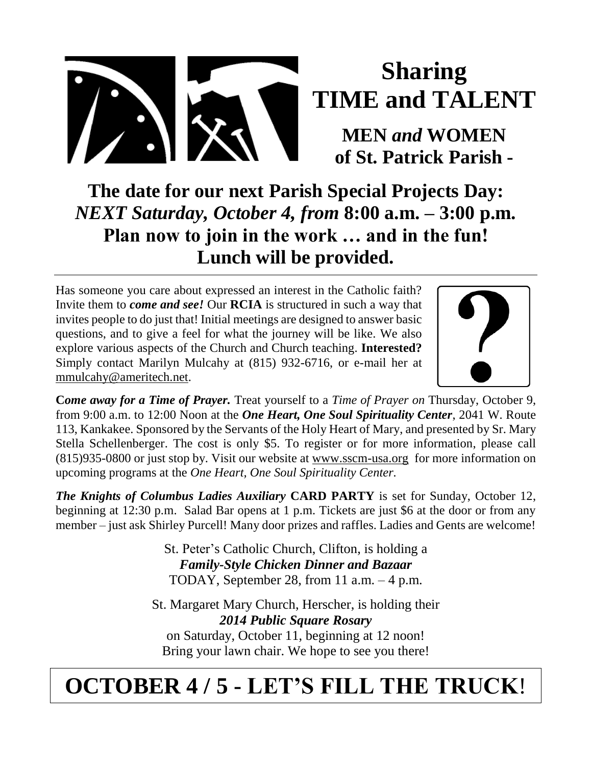# Sharing TIME and TALENT

## MEN *and* WOMEN of St. Patrick Parish -

## The date for our next Parish Special Projects Day: *NEXT Saturday, October 4, from* 8:00 a.m. – 3:00 p.m. Plan now to join in the work … and in the fun! Lunch will be provided.

---

Has someone you care about expressed an interest in the Catholic faith? Invite them to ***come and see!*** Our **RCIA** is structured in such a way that invites people to do just that! Initial meetings are designed to answer basic questions, and to give a feel for what the journey will be like. We also explore various aspects of the Church and Church teaching. **Interested?** Simply contact Marilyn Mulcahy at (815) 932-6716, or e-mail her at mmulcahy@ameritech.net.

**C*ome away for a Time of Prayer.*** Treat yourself to a *Time of Prayer on* Thursday, October 9, from 9:00 a.m. to 12:00 Noon at the ***One Heart, One Soul Spirituality Center***, 2041 W. Route 113, Kankakee. Sponsored by the Servants of the Holy Heart of Mary, and presented by Sr. Mary Stella Schellenberger. The cost is only $5. To register or for more information, please call (815)935-0800 or just stop by. Visit our website at www.sscm-usa.org for more information on upcoming programs at the *One Heart, One Soul Spirituality Center.*

***The Knights of Columbus Ladies Auxiliary*** **CARD PARTY** is set for Sunday, October 12, beginning at 12:30 p.m. Salad Bar opens at 1 p.m. Tickets are just $6 at the door or from any member – just ask Shirley Purcell! Many door prizes and raffles. Ladies and Gents are welcome!

St. Peter's Catholic Church, Clifton, is holding a
***Family-Style Chicken Dinner and Bazaar***
TODAY, September 28, from 11 a.m. – 4 p.m.

St. Margaret Mary Church, Herscher, is holding their
***2014 Public Square Rosary***
on Saturday, October 11, beginning at 12 noon!
Bring your lawn chair. We hope to see you there!

# OCTOBER 4 / 5 - LET'S FILL THE TRUCK!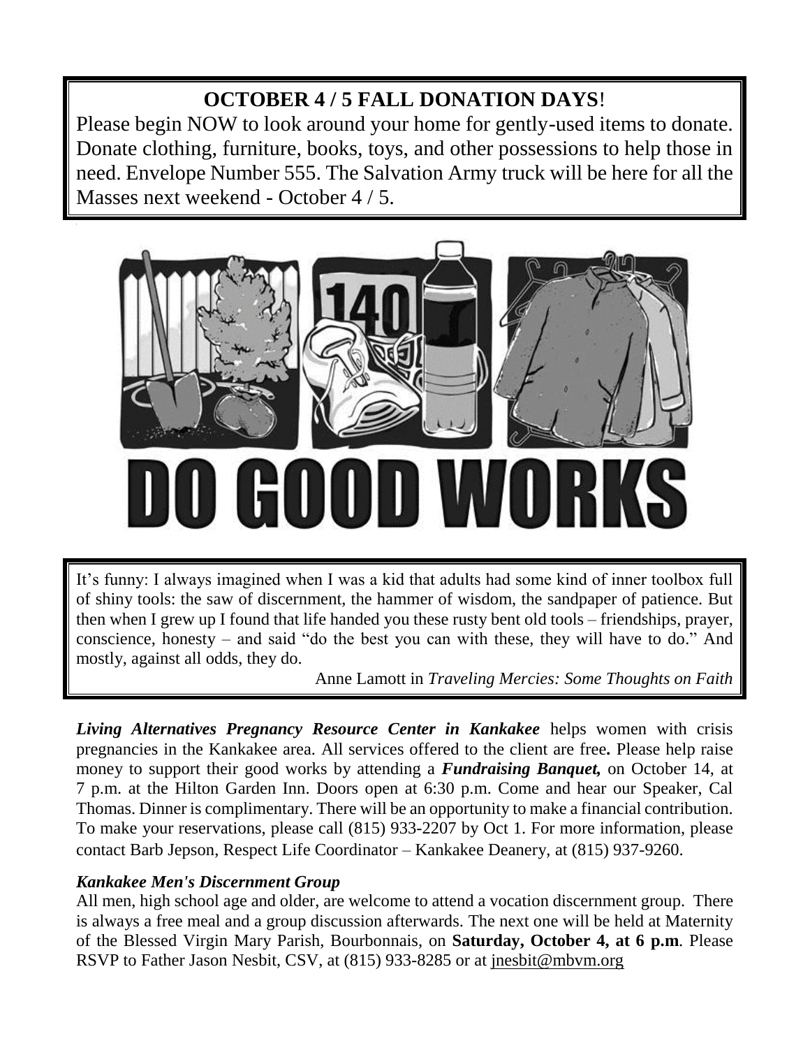## OCTOBER 4 / 5 FALL DONATION DAYS!

Please begin NOW to look around your home for gently-used items to donate. Donate clothing, furniture, books, toys, and other possessions to help those in need. Envelope Number 555. The Salvation Army truck will be here for all the Masses next weekend - October 4 / 5.

DO GOOD WORKS

It's funny: I always imagined when I was a kid that adults had some kind of inner toolbox full of shiny tools: the saw of discernment, the hammer of wisdom, the sandpaper of patience. But then when I grew up I found that life handed you these rusty bent old tools – friendships, prayer, conscience, honesty – and said "do the best you can with these, they will have to do." And mostly, against all odds, they do.

Anne Lamott in *Traveling Mercies: Some Thoughts on Faith*

***Living Alternatives Pregnancy Resource Center in Kankakee*** helps women with crisis pregnancies in the Kankakee area. All services offered to the client are free**.** Please help raise money to support their good works by attending a ***Fundraising Banquet,*** on October 14, at 7 p.m. at the Hilton Garden Inn. Doors open at 6:30 p.m. Come and hear our Speaker, Cal Thomas. Dinner is complimentary. There will be an opportunity to make a financial contribution. To make your reservations, please call (815) 933-2207 by Oct 1. For more information, please contact Barb Jepson, Respect Life Coordinator – Kankakee Deanery, at (815) 937-9260.

***Kankakee Men's Discernment Group***

All men, high school age and older, are welcome to attend a vocation discernment group. There is always a free meal and a group discussion afterwards. The next one will be held at Maternity of the Blessed Virgin Mary Parish, Bourbonnais, on **Saturday, October 4, at 6 p.m**. Please RSVP to Father Jason Nesbit, CSV, at (815) 933-8285 or at jnesbit@mbvm.org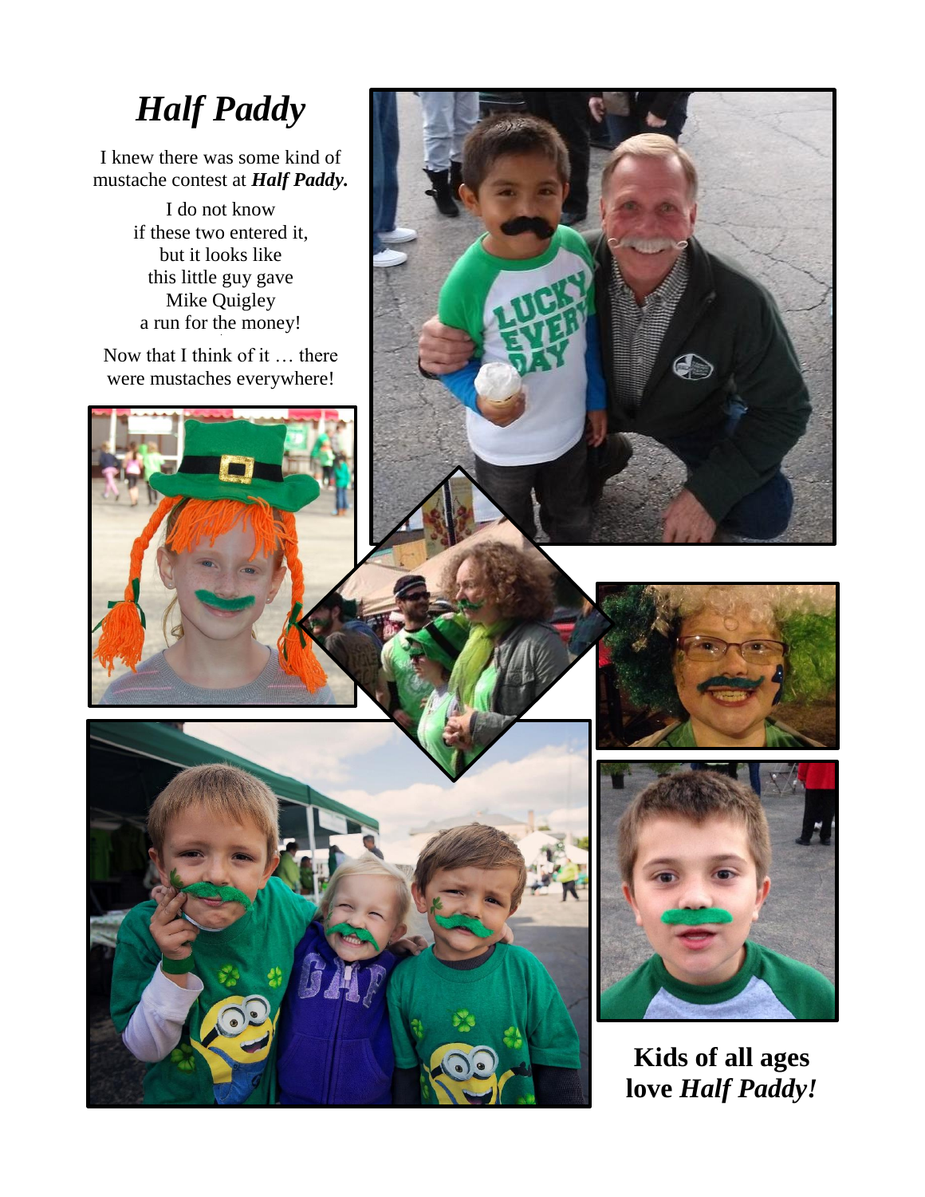# *Half Paddy*

I knew there was some kind of mustache contest at ***Half Paddy.***

I do not know
if these two entered it,
but it looks like
this little guy gave
Mike Quigley
a run for the money!

Now that I think of it … there were mustaches everywhere!

**Kids of all ages love *Half Paddy!***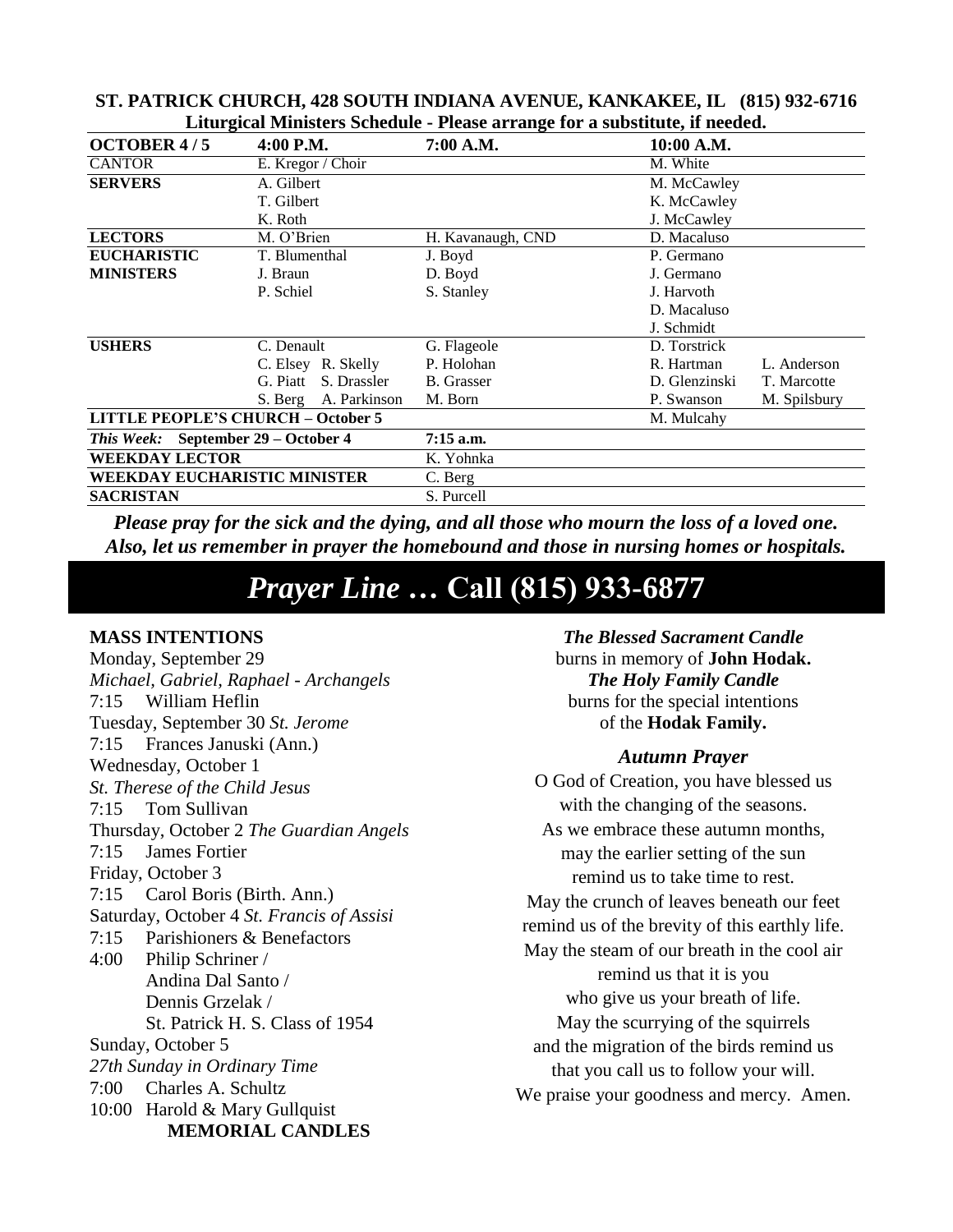**ST. PATRICK CHURCH, 428 SOUTH INDIANA AVENUE, KANKAKEE, IL (815) 932-6716**

**Liturgical Ministers Schedule - Please arrange for a substitute, if needed.**

| OCTOBER 4 / 5 | 4:00 P.M. | 7:00 A.M. | 10:00 A.M. | |
|---|---|---|---|---|
| CANTOR | E. Kregor / Choir | | M. White | |
| **SERVERS** | A. Gilbert | | M. McCawley | |
| | T. Gilbert | | K. McCawley | |
| | K. Roth | | J. McCawley | |
| **LECTORS** | M. O'Brien | H. Kavanaugh, CND | D. Macaluso | |
| **EUCHARISTIC** | T. Blumenthal | J. Boyd | P. Germano | |
| **MINISTERS** | J. Braun | D. Boyd | J. Germano | |
| | P. Schiel | S. Stanley | J. Harvoth | |
| | | | D. Macaluso | |
| | | | J. Schmidt | |
| **USHERS** | C. Denault | G. Flageole | D. Torstrick | |
| | C. Elsey R. Skelly | P. Holohan | R. Hartman | L. Anderson |
| | G. Piatt S. Drassler | B. Grasser | D. Glenzinski | T. Marcotte |
| | S. Berg A. Parkinson | M. Born | P. Swanson | M. Spilsbury |
| **LITTLE PEOPLE'S CHURCH – October 5** | | | M. Mulcahy | |
| ***This Week:*** **September 29 – October 4** | | **7:15 a.m.** | | |
| **WEEKDAY LECTOR** | | K. Yohnka | | |
| **WEEKDAY EUCHARISTIC MINISTER** | | C. Berg | | |
| **SACRISTAN** | | S. Purcell | | |

***Please pray for the sick and the dying, and all those who mourn the loss of a loved one. Also, let us remember in prayer the homebound and those in nursing homes or hospitals.***

# *Prayer Line* … Call (815) 933-6877

**MASS INTENTIONS**

Monday, September 29
*Michael, Gabriel, Raphael - Archangels*
7:15 William Heflin

Tuesday, September 30 *St. Jerome*
7:15 Frances Januski (Ann.)

Wednesday, October 1
*St. Therese of the Child Jesus*
7:15 Tom Sullivan

Thursday, October 2 *The Guardian Angels*
7:15 James Fortier

Friday, October 3
7:15 Carol Boris (Birth. Ann.)

Saturday, October 4 *St. Francis of Assisi*
7:15 Parishioners & Benefactors
4:00 Philip Schriner /
Andina Dal Santo /
Dennis Grzelak /
St. Patrick H. S. Class of 1954

Sunday, October 5
*27th Sunday in Ordinary Time*
7:00 Charles A. Schultz
10:00 Harold & Mary Gullquist

**MEMORIAL CANDLES**

***The Blessed Sacrament Candle*** burns in memory of **John Hodak.**
***The Holy Family Candle*** burns for the special intentions of the **Hodak Family.**

### *Autumn Prayer*

O God of Creation, you have blessed us
with the changing of the seasons.
As we embrace these autumn months,
may the earlier setting of the sun
remind us to take time to rest.
May the crunch of leaves beneath our feet
remind us of the brevity of this earthly life.
May the steam of our breath in the cool air
remind us that it is you
who give us your breath of life.
May the scurrying of the squirrels
and the migration of the birds remind us
that you call us to follow your will.
We praise your goodness and mercy. Amen.